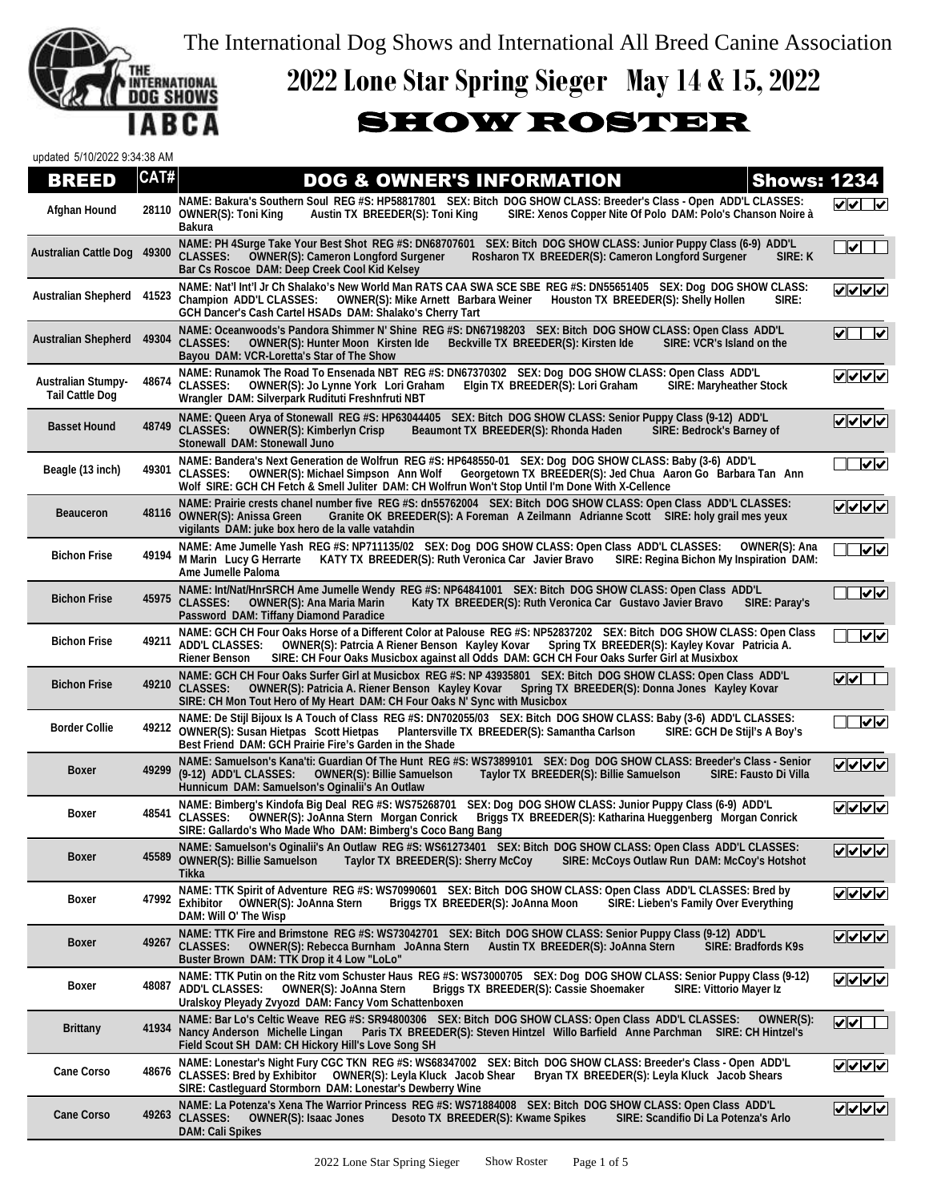The International Dog Shows and International All Breed Canine Association

# 2022 Lone Star Spring Sieger May 14 & 15, 2022

## SHOW ROSTER

updated 5/10/2022 9:34:38 AM

| BREED | CAT# | DOG & OWNER'S INFORMATION | Shows: 1234 |
|---|---|---|---|
| Afghan Hound | 28110 | **NAME: Bakura's Southern Soul REG #S: HP58817801 SEX: Bitch DOG SHOW CLASS: Breeder's Class - Open ADD'L CLASSES: OWNER(S): Toni King Austin TX BREEDER(S): Toni King SIRE: Xenos Copper Nite Of Polo DAM: Polo's Chanson Noire à Bakura** | ☑☑☐☑ |
| Australian Cattle Dog | 49300 | **NAME: PH 4Surge Take Your Best Shot REG #S: DN68707601 SEX: Bitch DOG SHOW CLASS: Junior Puppy Class (6-9) ADD'L CLASSES: OWNER(S): Cameron Longford Surgener Rosharon TX BREEDER(S): Cameron Longford Surgener SIRE: K Bar Cs Roscoe DAM: Deep Creek Cool Kid Kelsey** | ☐☑☐☐ |
| Australian Shepherd | 41523 | **NAME: Nat'l Int'l Jr Ch Shalako's New World Man RATS CAA SWA SCE SBE REG #S: DN55651405 SEX: Dog DOG SHOW CLASS: Champion ADD'L CLASSES: OWNER(S): Mike Arnett Barbara Weiner Houston TX BREEDER(S): Shelly Hollen SIRE: GCH Dancer's Cash Cartel HSADs DAM: Shalako's Cherry Tart** | ☑☑☑☑ |
| Australian Shepherd | 49304 | **NAME: Oceanwoods's Pandora Shimmer N' Shine REG #S: DN67198203 SEX: Bitch DOG SHOW CLASS: Open Class ADD'L CLASSES: OWNER(S): Hunter Moon Kirsten Ide Beckville TX BREEDER(S): Kirsten Ide SIRE: VCR's Island on the Bayou DAM: VCR-Loretta's Star of The Show** | ☑☐☐☑ |
| Australian Stumpy-Tail Cattle Dog | 48674 | **NAME: Runamok The Road To Ensenada NBT REG #S: DN67370302 SEX: Dog DOG SHOW CLASS: Open Class ADD'L CLASSES: OWNER(S): Jo Lynne York Lori Graham Elgin TX BREEDER(S): Lori Graham SIRE: Maryheather Stock Wrangler DAM: Silverpark Rudituti Freshnfruti NBT** | ☑☑☑☑ |
| Basset Hound | 48749 | **NAME: Queen Arya of Stonewall REG #S: HP63044405 SEX: Bitch DOG SHOW CLASS: Senior Puppy Class (9-12) ADD'L CLASSES: OWNER(S): Kimberlyn Crisp Beaumont TX BREEDER(S): Rhonda Haden SIRE: Bedrock's Barney of Stonewall DAM: Stonewall Juno** | ☑☑☑☑ |
| Beagle (13 inch) | 49301 | **NAME: Bandera's Next Generation de Wolfrun REG #S: HP648550-01 SEX: Dog DOG SHOW CLASS: Baby (3-6) ADD'L CLASSES: OWNER(S): Michael Simpson Ann Wolf Georgetown TX BREEDER(S): Jed Chua Aaron Go Barbara Tan Ann Wolf SIRE: GCH Fetch & Smell Juliter DAM: CH Wolfrun Won't Stop Until I'm Done With X-Cellence** | ☐☐☑☑ |
| Beauceron | 48116 | **NAME: Prairie crests chanel number five REG #S: dn55762004 SEX: Bitch DOG SHOW CLASS: Open Class ADD'L CLASSES: OWNER(S): Anissa Green Granite OK BREEDER(S): A Foreman A Zeilmann Adrianne Scott SIRE: holy grail mes yeux vigilants DAM: juke box hero de la valle vatahdin** | ☑☑☑☑ |
| Bichon Frise | 49194 | **NAME: Ame Jumelle Yash REG #S: NP711135/02 SEX: Dog DOG SHOW CLASS: Open Class ADD'L CLASSES: OWNER(S): Ana M Marin Lucy G Herrarte KATY TX BREEDER(S): Ruth Veronica Car Javier Bravo SIRE: Regina Bichon My Inspiration DAM: Ame Jumelle Paloma** | ☐☐☑☑ |
| Bichon Frise | 45975 | **NAME: Int/Nat/HnrSRCH Ame Jumelle Wendy REG #S: NP64841001 SEX: Bitch DOG SHOW CLASS: Open Class ADD'L CLASSES: OWNER(S): Ana Maria Marin Katy TX BREEDER(S): Ruth Veronica Car Gustavo Javier Bravo SIRE: Paray's Password DAM: Tiffany Diamond Paradice** | ☐☐☑☑ |
| Bichon Frise | 49211 | **NAME: GCH CH Four Oaks Horse of a Different Color at Palouse REG #S: NP52837202 SEX: Bitch DOG SHOW CLASS: Open Class ADD'L CLASSES: OWNER(S): Patrcia A Riener Benson Kayley Kovar Spring TX BREEDER(S): Kayley Kovar Patricia A. Riener Benson SIRE: CH Four Oaks Musicbox against all Odds DAM: GCH CH Four Oaks Surfer Girl at Musixbox** | ☐☐☑☑ |
| Bichon Frise | 49210 | **NAME: GCH CH Four Oaks Surfer Girl at Musicbox REG #S: NP 43935801 SEX: Bitch DOG SHOW CLASS: Open Class ADD'L CLASSES: OWNER(S): Patricia A. Riener Benson Kayley Kovar Spring TX BREEDER(S): Donna Jones Kayley Kovar SIRE: CH Mon Tout Hero of My Heart DAM: CH Four Oaks N' Sync with Musicbox** | ☑☑☐☐ |
| Border Collie | 49212 | **NAME: De Stijl Bijoux Is A Touch of Class REG #S: DN702055/03 SEX: Bitch DOG SHOW CLASS: Baby (3-6) ADD'L CLASSES: OWNER(S): Susan Hietpas Scott Hietpas Plantersville TX BREEDER(S): Samantha Carlson SIRE: GCH De Stijl's A Boy's Best Friend DAM: GCH Prairie Fire's Garden in the Shade** | ☐☐☑☑ |
| Boxer | 49299 | **NAME: Samuelson's Kana'ti: Guardian Of The Hunt REG #S: WS73899101 SEX: Dog DOG SHOW CLASS: Breeder's Class - Senior (9-12) ADD'L CLASSES: OWNER(S): Billie Samuelson Taylor TX BREEDER(S): Billie Samuelson SIRE: Fausto Di Villa Hunnicum DAM: Samuelson's Oginalii's An Outlaw** | ☑☑☑☑ |
| Boxer | 48541 | **NAME: Bimberg's Kindofa Big Deal REG #S: WS75268701 SEX: Dog DOG SHOW CLASS: Junior Puppy Class (6-9) ADD'L CLASSES: OWNER(S): JoAnna Stern Morgan Conrick Briggs TX BREEDER(S): Katharina Hueggenberg Morgan Conrick SIRE: Gallardo's Who Made Who DAM: Bimberg's Coco Bang Bang** | ☑☑☑☑ |
| Boxer | 45589 | **NAME: Samuelson's Oginalii's An Outlaw REG #S: WS61273401 SEX: Bitch DOG SHOW CLASS: Open Class ADD'L CLASSES: OWNER(S): Billie Samuelson Taylor TX BREEDER(S): Sherry McCoy SIRE: McCoys Outlaw Run DAM: McCoy's Hotshot Tikka** | ☑☑☑☑ |
| Boxer | 47992 | **NAME: TTK Spirit of Adventure REG #S: WS70990601 SEX: Bitch DOG SHOW CLASS: Open Class ADD'L CLASSES: Bred by Exhibitor OWNER(S): JoAnna Stern Briggs TX BREEDER(S): JoAnna Moon SIRE: Lieben's Family Over Everything DAM: Will O' The Wisp** | ☑☑☑☑ |
| Boxer | 49267 | **NAME: TTK Fire and Brimstone REG #S: WS73042701 SEX: Bitch DOG SHOW CLASS: Senior Puppy Class (9-12) ADD'L CLASSES: OWNER(S): Rebecca Burnham JoAnna Stern Austin TX BREEDER(S): JoAnna Stern SIRE: Bradfords K9s Buster Brown DAM: TTK Drop it 4 Low "LoLo"** | ☑☑☑☑ |
| Boxer | 48087 | **NAME: TTK Putin on the Ritz vom Schuster Haus REG #S: WS73000705 SEX: Dog DOG SHOW CLASS: Senior Puppy Class (9-12) ADD'L CLASSES: OWNER(S): JoAnna Stern Briggs TX BREEDER(S): Cassie Shoemaker SIRE: Vittorio Mayer lz Uralskoy Pleyady Zvyozd DAM: Fancy Vom Schattenboxen** | ☑☑☑☑ |
| Brittany | 41934 | **NAME: Bar Lo's Celtic Weave REG #S: SR94800306 SEX: Bitch DOG SHOW CLASS: Open Class ADD'L CLASSES: OWNER(S): Nancy Anderson Michelle Lingan Paris TX BREEDER(S): Steven Hintzel Willo Barfield Anne Parchman SIRE: CH Hintzel's Field Scout SH DAM: CH Hickory Hill's Love Song SH** | ☑☑☐☐ |
| Cane Corso | 48676 | **NAME: Lonestar's Night Fury CGC TKN REG #S: WS68347002 SEX: Bitch DOG SHOW CLASS: Breeder's Class - Open ADD'L CLASSES: Bred by Exhibitor OWNER(S): Leyla Kluck Jacob Shear Bryan TX BREEDER(S): Leyla Kluck Jacob Shears SIRE: Castleguard Stormborn DAM: Lonestar's Dewberry Wine** | ☑☑☑☑ |
| Cane Corso | 49263 | **NAME: La Potenza's Xena The Warrior Princess REG #S: WS71884008 SEX: Bitch DOG SHOW CLASS: Open Class ADD'L CLASSES: OWNER(S): Isaac Jones Desoto TX BREEDER(S): Kwame Spikes SIRE: Scandifio Di La Potenza's Arlo DAM: Cali Spikes** | ☑☑☑☑ |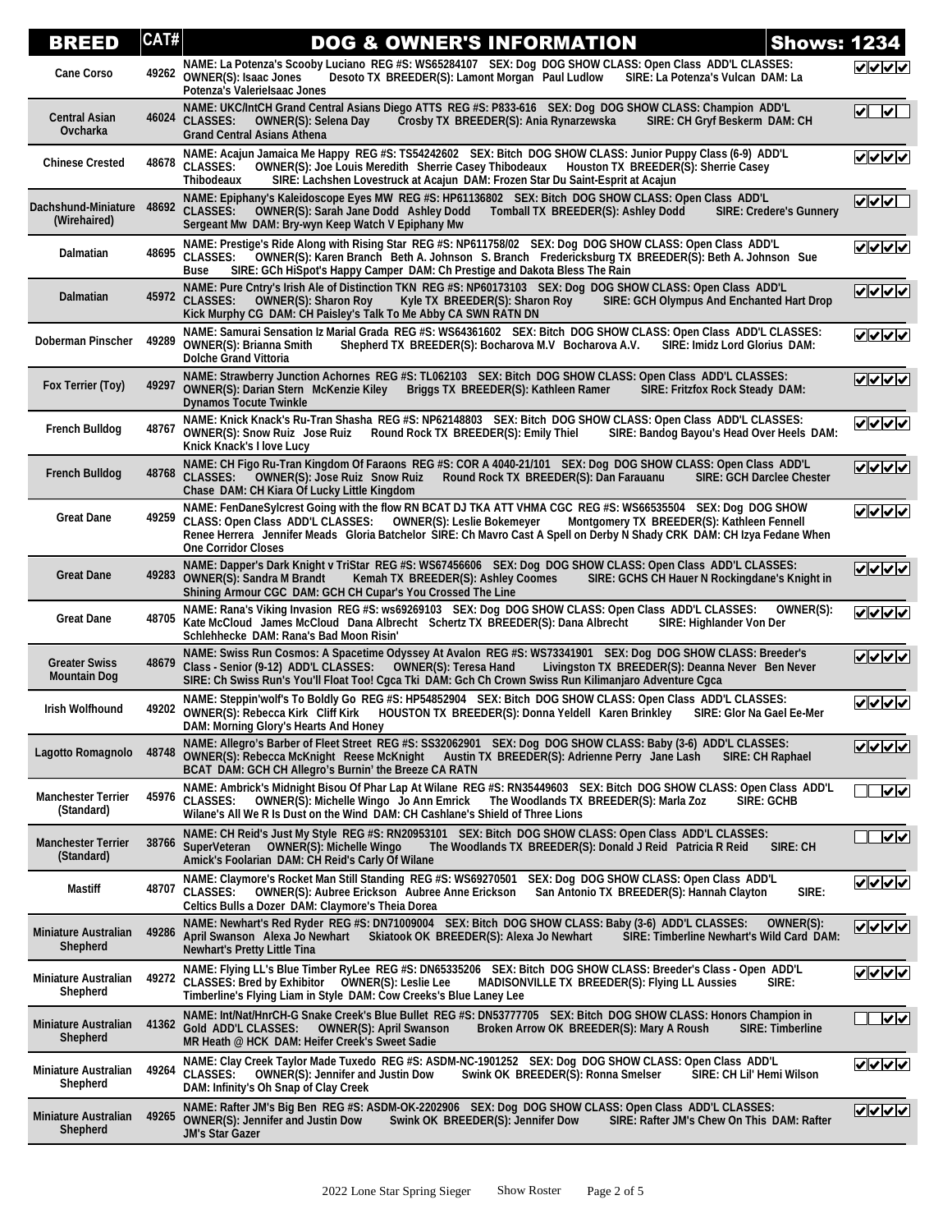| BREED | CAT# | DOG & OWNER'S INFORMATION | Shows: 1234 |
|---|---|---|---|
| Cane Corso | 49262 | NAME: La Potenza's Scooby Luciano REG #S: WS65284107 SEX: Dog DOG SHOW CLASS: Open Class ADD'L CLASSES: OWNER(S): Isaac Jones Desoto TX BREEDER(S): Lamont Morgan Paul Ludlow SIRE: La Potenza's Vulcan DAM: La Potenza's ValerieIsaac Jones | ☑☑☑☑ |
| Central Asian Ovcharka | 46024 | NAME: UKC/IntCH Grand Central Asians Diego ATTS REG #S: P833-616 SEX: Dog DOG SHOW CLASS: Champion ADD'L CLASSES: OWNER(S): Selena Day Crosby TX BREEDER(S): Ania Rynarzewska SIRE: CH Gryf Beskerm DAM: CH Grand Central Asians Athena | ☑☐☑☐ |
| Chinese Crested | 48678 | NAME: Acajun Jamaica Me Happy REG #S: TS54242602 SEX: Bitch DOG SHOW CLASS: Junior Puppy Class (6-9) ADD'L CLASSES: OWNER(S): Joe Louis Meredith Sherrie Casey Thibodeaux Houston TX BREEDER(S): Sherrie Casey Thibodeaux SIRE: Lachshen Lovestruck at Acajun DAM: Frozen Star Du Saint-Esprit at Acajun | ☑☑☑☑ |
| Dachshund-Miniature (Wirehaired) | 48692 | NAME: Epiphany's Kaleidoscope Eyes MW REG #S: HP61136802 SEX: Bitch DOG SHOW CLASS: Open Class ADD'L CLASSES: OWNER(S): Sarah Jane Dodd Ashley Dodd Tomball TX BREEDER(S): Ashley Dodd SIRE: Credere's Gunnery Sergeant Mw DAM: Bry-wyn Keep Watch V Epiphany Mw | ☑☑☑☐ |
| Dalmatian | 48695 | NAME: Prestige's Ride Along with Rising Star REG #S: NP611758/02 SEX: Dog DOG SHOW CLASS: Open Class ADD'L CLASSES: OWNER(S): Karen Branch Beth A. Johnson S. Branch Fredericksburg TX BREEDER(S): Beth A. Johnson Sue Buse SIRE: GCh HiSpot's Happy Camper DAM: Ch Prestige and Dakota Bless The Rain | ☑☑☑☑ |
| Dalmatian | 45972 | NAME: Pure Cntry's Irish Ale of Distinction TKN REG #S: NP60173103 SEX: Dog DOG SHOW CLASS: Open Class ADD'L CLASSES: OWNER(S): Sharon Roy Kyle TX BREEDER(S): Sharon Roy SIRE: GCH Olympus And Enchanted Hart Drop Kick Murphy CG DAM: CH Paisley's Talk To Me Abby CA SWN RATN DN | ☑☑☑☑ |
| Doberman Pinscher | 49289 | NAME: Samurai Sensation Iz Marial Grada REG #S: WS64361602 SEX: Bitch DOG SHOW CLASS: Open Class ADD'L CLASSES: OWNER(S): Brianna Smith Shepherd TX BREEDER(S): Bocharova M.V Bocharova A.V. SIRE: Imidz Lord Glorius DAM: Dolche Grand Vittoria | ☑☑☑☑ |
| Fox Terrier (Toy) | 49297 | NAME: Strawberry Junction Achornes REG #S: TL062103 SEX: Bitch DOG SHOW CLASS: Open Class ADD'L CLASSES: OWNER(S): Darian Stern McKenzie Kiley Briggs TX BREEDER(S): Kathleen Ramer SIRE: Fritzfox Rock Steady DAM: Dynamos Tocute Twinkle | ☑☑☑☑ |
| French Bulldog | 48767 | NAME: Knick Knack's Ru-Tran Shasha REG #S: NP62148803 SEX: Bitch DOG SHOW CLASS: Open Class ADD'L CLASSES: OWNER(S): Snow Ruiz Jose Ruiz Round Rock TX BREEDER(S): Emily Thiel SIRE: Bandog Bayou's Head Over Heels DAM: Knick Knack's I love Lucy | ☑☑☑☑ |
| French Bulldog | 48768 | NAME: CH Figo Ru-Tran Kingdom Of Faraons REG #S: COR A 4040-21/101 SEX: Dog DOG SHOW CLASS: Open Class ADD'L CLASSES: OWNER(S): Jose Ruiz Snow Ruiz Round Rock TX BREEDER(S): Dan Farauanu SIRE: GCH Darclee Chester Chase DAM: CH Kiara Of Lucky Little Kingdom | ☑☑☑☑ |
| Great Dane | 49259 | NAME: FenDaneSylcrest Going with the flow RN BCAT DJ TKA ATT VHMA CGC REG #S: WS66535504 SEX: Dog DOG SHOW CLASS: Open Class ADD'L CLASSES: OWNER(S): Leslie Bokemeyer Montgomery TX BREEDER(S): Kathleen Fennell Renee Herrera Jennifer Meads Gloria Batchelor SIRE: Ch Mavro Cast A Spell on Derby N Shady CRK DAM: CH Izya Fedane When One Corridor Closes | ☑☑☑☑ |
| Great Dane | 49283 | NAME: Dapper's Dark Knight v TriStar REG #S: WS67456606 SEX: Dog DOG SHOW CLASS: Open Class ADD'L CLASSES: OWNER(S): Sandra M Brandt Kemah TX BREEDER(S): Ashley Coomes SIRE: GCHS CH Hauer N Rockingdane's Knight in Shining Armour CGC DAM: GCH CH Cupar's You Crossed The Line | ☑☑☑☑ |
| Great Dane | 48705 | NAME: Rana's Viking Invasion REG #S: ws69269103 SEX: Dog DOG SHOW CLASS: Open Class ADD'L CLASSES: OWNER(S): Kate McCloud James McCloud Dana Albrecht Schertz TX BREEDER(S): Dana Albrecht SIRE: Highlander Von Der Schlehhecke DAM: Rana's Bad Moon Risin' | ☑☑☑☑ |
| Greater Swiss Mountain Dog | 48679 | NAME: Swiss Run Cosmos: A Spacetime Odyssey At Avalon REG #S: WS73341901 SEX: Dog DOG SHOW CLASS: Breeder's Class - Senior (9-12) ADD'L CLASSES: OWNER(S): Teresa Hand Livingston TX BREEDER(S): Deanna Never Ben Never SIRE: Ch Swiss Run's You'll Float Too! Cgca Tki DAM: Gch Ch Crown Swiss Run Kilimanjaro Adventure Cgca | ☑☑☑☑ |
| Irish Wolfhound | 49202 | NAME: Steppin'wolf's To Boldly Go REG #S: HP54852904 SEX: Bitch DOG SHOW CLASS: Open Class ADD'L CLASSES: OWNER(S): Rebecca Kirk Cliff Kirk HOUSTON TX BREEDER(S): Donna Yeldell Karen Brinkley SIRE: Glor Na Gael Ee-Mer DAM: Morning Glory's Hearts And Honey | ☑☑☑☑ |
| Lagotto Romagnolo | 48748 | NAME: Allegro's Barber of Fleet Street REG #S: SS32062901 SEX: Dog DOG SHOW CLASS: Baby (3-6) ADD'L CLASSES: OWNER(S): Rebecca McKnight Reese McKnight Austin TX BREEDER(S): Adrienne Perry Jane Lash SIRE: CH Raphael BCAT DAM: GCH CH Allegro's Burnin' the Breeze CA RATN | ☑☑☑☑ |
| Manchester Terrier (Standard) | 45976 | NAME: Ambrick's Midnight Bisou Of Phar Lap At Wilane REG #S: RN35449603 SEX: Bitch DOG SHOW CLASS: Open Class ADD'L CLASSES: OWNER(S): Michelle Wingo Jo Ann Emrick The Woodlands TX BREEDER(S): Marla Zoz SIRE: GCHB Wilane's All We R Is Dust on the Wind DAM: CH Cashlane's Shield of Three Lions | ☐☐☑☑ |
| Manchester Terrier (Standard) | 38766 | NAME: CH Reid's Just My Style REG #S: RN20953101 SEX: Bitch DOG SHOW CLASS: Open Class ADD'L CLASSES: SuperVeteran OWNER(S): Michelle Wingo The Woodlands TX BREEDER(S): Donald J Reid Patricia R Reid SIRE: CH Amick's Foolarian DAM: CH Reid's Carly Of Wilane | ☐☐☑☑ |
| Mastiff | 48707 | NAME: Claymore's Rocket Man Still Standing REG #S: WS69270501 SEX: Dog DOG SHOW CLASS: Open Class ADD'L CLASSES: OWNER(S): Aubree Erickson Aubree Anne Erickson San Antonio TX BREEDER(S): Hannah Clayton SIRE: Celtics Bulls a Dozer DAM: Claymore's Theia Dorea | ☑☑☑☑ |
| Miniature Australian Shepherd | 49286 | NAME: Newhart's Red Ryder REG #S: DN71009004 SEX: Bitch DOG SHOW CLASS: Baby (3-6) ADD'L CLASSES: OWNER(S): April Swanson Alexa Jo Newhart Skiatook OK BREEDER(S): Alexa Jo Newhart SIRE: Timberline Newhart's Wild Card DAM: Newhart's Pretty Little Tina | ☑☑☑☑ |
| Miniature Australian Shepherd | 49272 | NAME: Flying LL's Blue Timber RyLee REG #S: DN65335206 SEX: Bitch DOG SHOW CLASS: Breeder's Class - Open ADD'L CLASSES: Bred by Exhibitor OWNER(S): Leslie Lee MADISONVILLE TX BREEDER(S): Flying LL Aussies SIRE: Timberline's Flying Liam in Style DAM: Cow Creeks's Blue Laney Lee | ☑☑☑☑ |
| Miniature Australian Shepherd | 41362 | NAME: Int/Nat/HnrCH-G Snake Creek's Blue Bullet REG #S: DN53777705 SEX: Bitch DOG SHOW CLASS: Honors Champion in Gold ADD'L CLASSES: OWNER(S): April Swanson Broken Arrow OK BREEDER(S): Mary A Roush SIRE: Timberline MR Heath @ HCK DAM: Heifer Creek's Sweet Sadie | ☐☐☑☑ |
| Miniature Australian Shepherd | 49264 | NAME: Clay Creek Taylor Made Tuxedo REG #S: ASDM-NC-1901252 SEX: Dog DOG SHOW CLASS: Open Class ADD'L CLASSES: OWNER(S): Jennifer and Justin Dow Swink OK BREEDER(S): Ronna Smelser SIRE: CH Lil' Hemi Wilson DAM: Infinity's Oh Snap of Clay Creek | ☑☑☑☑ |
| Miniature Australian Shepherd | 49265 | NAME: Rafter JM's Big Ben REG #S: ASDM-OK-2202906 SEX: Dog DOG SHOW CLASS: Open Class ADD'L CLASSES: OWNER(S): Jennifer and Justin Dow Swink OK BREEDER(S): Jennifer Dow SIRE: Rafter JM's Chew On This DAM: Rafter JM's Star Gazer | ☑☑☑☑ |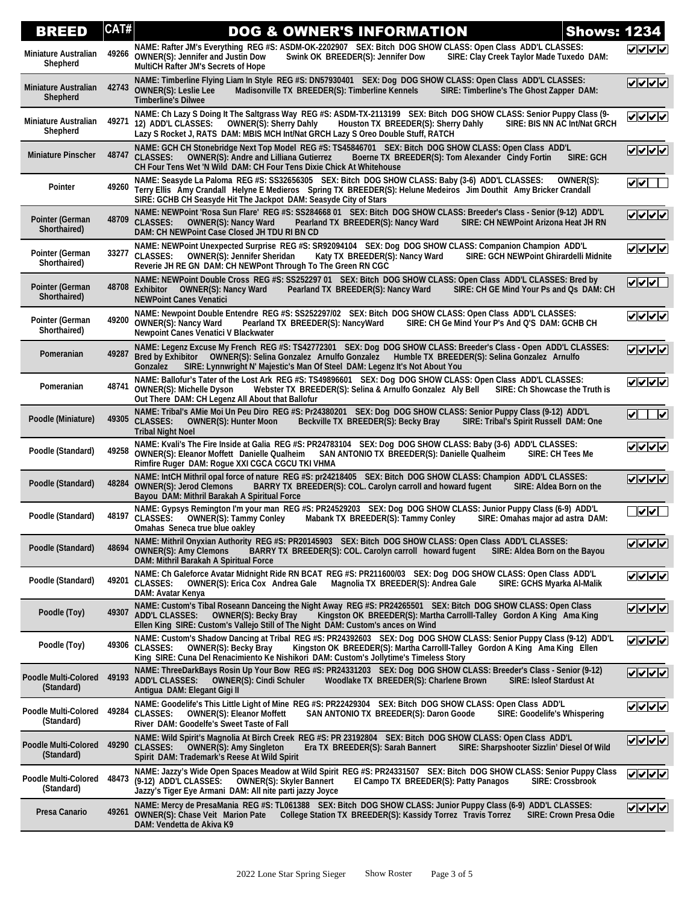| BREED | CAT# | DOG & OWNER'S INFORMATION | Shows: 1234 |
|---|---|---|---|
| Miniature Australian Shepherd | 49266 | NAME: Rafter JM's Everything REG #S: ASDM-OK-2202907 SEX: Bitch DOG SHOW CLASS: Open Class ADD'L CLASSES: OWNER(S): Jennifer and Justin Dow Swink OK BREEDER(S): Jennifer Dow SIRE: Clay Creek Taylor Made Tuxedo DAM: MultiCH Rafter JM's Secrets of Hope | ☑☑☑☑ |
| Miniature Australian Shepherd | 42743 | NAME: Timberline Flying Liam In Style REG #S: DN57930401 SEX: Dog DOG SHOW CLASS: Open Class ADD'L CLASSES: OWNER(S): Leslie Lee Madisonville TX BREEDER(S): Timberline Kennels SIRE: Timberline's The Ghost Zapper DAM: Timberline's Dilwee | ☑☑☑☑ |
| Miniature Australian Shepherd | 49271 | NAME: Ch Lazy S Doing It The Saltgrass Way REG #S: ASDM-TX-2113199 SEX: Bitch DOG SHOW CLASS: Senior Puppy Class (9-12) ADD'L CLASSES: OWNER(S): Sherry Dahly Houston TX BREEDER(S): Sherry Dahly SIRE: BIS NN AC Int/Nat GRCH Lazy S Rocket J, RATS DAM: MBIS MCH Int/Nat GRCH Lazy S Oreo Double Stuff, RATCH | ☑☑☑☑ |
| Miniature Pinscher | 48747 | NAME: GCH CH Stonebridge Next Top Model REG #S: TS45846701 SEX: Bitch DOG SHOW CLASS: Open Class ADD'L CLASSES: OWNER(S): Andre and Lilliana Gutierrez Boerne TX BREEDER(S): Tom Alexander Cindy Fortin SIRE: GCH CH Four Tens Wet 'N Wild DAM: CH Four Tens Dixie Chick At Whitehouse | ☑☑☑☑ |
| Pointer | 49260 | NAME: Seasyde La Paloma REG #S: SS32656305 SEX: Bitch DOG SHOW CLASS: Baby (3-6) ADD'L CLASSES: OWNER(S): Terry Ellis Amy Crandall Helyne E Medieros Spring TX BREEDER(S): Helune Medeiros Jim Douthit Amy Bricker Crandall SIRE: GCHB CH Seasyde Hit The Jackpot DAM: Seasyde City of Stars | ☑☑☐☐ |
| Pointer (German Shorthaired) | 48709 | NAME: NEWPoint 'Rosa Sun Flare' REG #S: SS284668 01 SEX: Bitch DOG SHOW CLASS: Breeder's Class - Senior (9-12) ADD'L CLASSES: OWNER(S): Nancy Ward Pearland TX BREEDER(S): Nancy Ward SIRE: CH NEWPoint Arizona Heat JH RN DAM: CH NEWPoint Case Closed JH TDU RI BN CD | ☑☑☑☑ |
| Pointer (German Shorthaired) | 33277 | NAME: NEWPoint Unexpected Surprise REG #S: SR92094104 SEX: Dog DOG SHOW CLASS: Companion Champion ADD'L CLASSES: OWNER(S): Jennifer Sheridan Katy TX BREEDER(S): Nancy Ward SIRE: GCH NEWPoint Ghirardelli Midnite Reverie JH RE GN DAM: CH NEWPoint Through To The Green RN CGC | ☑☑☑☑ |
| Pointer (German Shorthaired) | 48708 | NAME: NEWPoint Double Cross REG #S: SS252297 01 SEX: Bitch DOG SHOW CLASS: Open Class ADD'L CLASSES: Bred by Exhibitor OWNER(S): Nancy Ward Pearland TX BREEDER(S): Nancy Ward SIRE: CH GE Mind Your Ps and Qs DAM: CH NEWPoint Canes Venatici | ☑☑☑☐ |
| Pointer (German Shorthaired) | 49200 | NAME: Newpoint Double Entendre REG #S: SS252297/02 SEX: Bitch DOG SHOW CLASS: Open Class ADD'L CLASSES: OWNER(S): Nancy Ward Pearland TX BREEDER(S): NancyWard SIRE: CH Ge Mind Your P's And Q'S DAM: GCHB CH Newpoint Canes Venatici V Blackwater | ☑☑☑☑ |
| Pomeranian | 49287 | NAME: Legenz Excuse My French REG #S: TS42772301 SEX: Dog DOG SHOW CLASS: Breeder's Class - Open ADD'L CLASSES: Bred by Exhibitor OWNER(S): Selina Gonzalez Arnulfo Gonzalez Humble TX BREEDER(S): Selina Gonzalez Arnulfo Gonzalez SIRE: Lynnwright N' Majestic's Man Of Steel DAM: Legenz It's Not About You | ☑☑☑☑ |
| Pomeranian | 48741 | NAME: Ballofur's Tater of the Lost Ark REG #S: TS49896601 SEX: Dog DOG SHOW CLASS: Open Class ADD'L CLASSES: OWNER(S): Michelle Dyson Webster TX BREEDER(S): Selina & Arnulfo Gonzalez Aly Bell SIRE: Ch Showcase the Truth is Out There DAM: CH Legenz All About that Ballofur | ☑☑☑☑ |
| Poodle (Miniature) | 49305 | NAME: Tribal's AMie Moi Un Peu Diro REG #S: Pr24380201 SEX: Dog DOG SHOW CLASS: Senior Puppy Class (9-12) ADD'L CLASSES: OWNER(S): Hunter Moon Beckville TX BREEDER(S): Becky Bray SIRE: Tribal's Spirit Russell DAM: One Tribal Night Noel | ☑☐☐☑ |
| Poodle (Standard) | 49258 | NAME: Kvali's The Fire Inside at Galia REG #S: PR24783104 SEX: Dog DOG SHOW CLASS: Baby (3-6) ADD'L CLASSES: OWNER(S): Eleanor Moffett Danielle Qualheim SAN ANTONIO TX BREEDER(S): Danielle Qualheim SIRE: CH Tees Me Rimfire Ruger DAM: Rogue XXI CGCA CGCU TKI VHMA | ☑☑☑☑ |
| Poodle (Standard) | 48284 | NAME: IntCH Mithril opal force of nature REG #S: pr24218405 SEX: Bitch DOG SHOW CLASS: Champion ADD'L CLASSES: OWNER(S): Jerod Clemons BARRY TX BREEDER(S): COL. Carolyn carroll and howard fugent SIRE: Aldea Born on the Bayou DAM: Mithril Barakah A Spiritual Force | ☑☑☑☑ |
| Poodle (Standard) | 48197 | NAME: Gypsys Remington I'm your man REG #S: PR24529203 SEX: Dog DOG SHOW CLASS: Junior Puppy Class (6-9) ADD'L CLASSES: OWNER(S): Tammy Conley Mabank TX BREEDER(S): Tammy Conley SIRE: Omahas major ad astra DAM: Omahas Seneca true blue oakley | ☐☑☑☐ |
| Poodle (Standard) | 48694 | NAME: Mithril Onyxian Authority REG #S: PR20145903 SEX: Bitch DOG SHOW CLASS: Open Class ADD'L CLASSES: OWNER(S): Amy Clemons BARRY TX BREEDER(S): COL. Carolyn carroll howard fugent SIRE: Aldea Born on the Bayou DAM: Mithril Barakah A Spiritual Force | ☑☑☑☑ |
| Poodle (Standard) | 49201 | NAME: Ch Galeforce Avatar Midnight Ride RN BCAT REG #S: PR211600/03 SEX: Dog DOG SHOW CLASS: Open Class ADD'L CLASSES: OWNER(S): Erica Cox Andrea Gale Magnolia TX BREEDER(S): Andrea Gale SIRE: GCHS Myarka Al-Malik DAM: Avatar Kenya | ☑☑☑☑ |
| Poodle (Toy) | 49307 | NAME: Custom's Tibal Roseann Danceing the Night Away REG #S: PR24265501 SEX: Bitch DOG SHOW CLASS: Open Class ADD'L CLASSES: OWNER(S): Becky Bray Kingston OK BREEDER(S): Martha Carrolll-Talley Gordon A King Ama King Ellen King SIRE: Custom's Vallejo Still of The Night DAM: Custom's ances on Wind | ☑☑☑☑ |
| Poodle (Toy) | 49306 | NAME: Custom's Shadow Dancing at Tribal REG #S: PR24392603 SEX: Dog DOG SHOW CLASS: Senior Puppy Class (9-12) ADD'L CLASSES: OWNER(S): Becky Bray Kingston OK BREEDER(S): Martha Carrolll-Talley Gordon A King Ama King Ellen King SIRE: Cuna Del Renacimiento Ke Nishikori DAM: Custom's Jollytime's Timeless Story | ☑☑☑☑ |
| Poodle Multi-Colored (Standard) | 49193 | NAME: ThreeDarkBays Rosin Up Your Bow REG #S: PR24331203 SEX: Dog DOG SHOW CLASS: Breeder's Class - Senior (9-12) ADD'L CLASSES: OWNER(S): Cindi Schuler Woodlake TX BREEDER(S): Charlene Brown SIRE: Isleof Stardust At Antigua DAM: Elegant Gigi II | ☑☑☑☑ |
| Poodle Multi-Colored (Standard) | 49284 | NAME: Goodelife's This Little Light of Mine REG #S: PR22429304 SEX: Bitch DOG SHOW CLASS: Open Class ADD'L CLASSES: OWNER(S): Eleanor Moffett SAN ANTONIO TX BREEDER(S): Daron Goode SIRE: Goodelife's Whispering River DAM: Goodelfe's Sweet Taste of Fall | ☑☑☑☑ |
| Poodle Multi-Colored (Standard) | 49290 | NAME: Wild Spirit's Magnolia At Birch Creek REG #S: PR 23192804 SEX: Bitch DOG SHOW CLASS: Open Class ADD'L CLASSES: OWNER(S): Amy Singleton Era TX BREEDER(S): Sarah Bannert SIRE: Sharpshooter Sizzlin' Diesel Of Wild Spirit DAM: Trademark's Reese At Wild Spirit | ☑☑☑☑ |
| Poodle Multi-Colored (Standard) | 48473 | NAME: Jazzy's Wide Open Spaces Meadow at Wild Spirit REG #S: PR24331507 SEX: Bitch DOG SHOW CLASS: Senior Puppy Class (9-12) ADD'L CLASSES: OWNER(S): Skyler Bannert El Campo TX BREEDER(S): Patty Panagos SIRE: Crossbrook Jazzy's Tiger Eye Armani DAM: All nite parti jazzy Joyce | ☑☑☑☑ |
| Presa Canario | 49261 | NAME: Mercy de PresaMania REG #S: TL061388 SEX: Bitch DOG SHOW CLASS: Junior Puppy Class (6-9) ADD'L CLASSES: OWNER(S): Chase Veit Marion Pate College Station TX BREEDER(S): Kassidy Torrez Travis Torrez SIRE: Crown Presa Odie DAM: Vendetta de Akiva K9 | ☑☑☑☑ |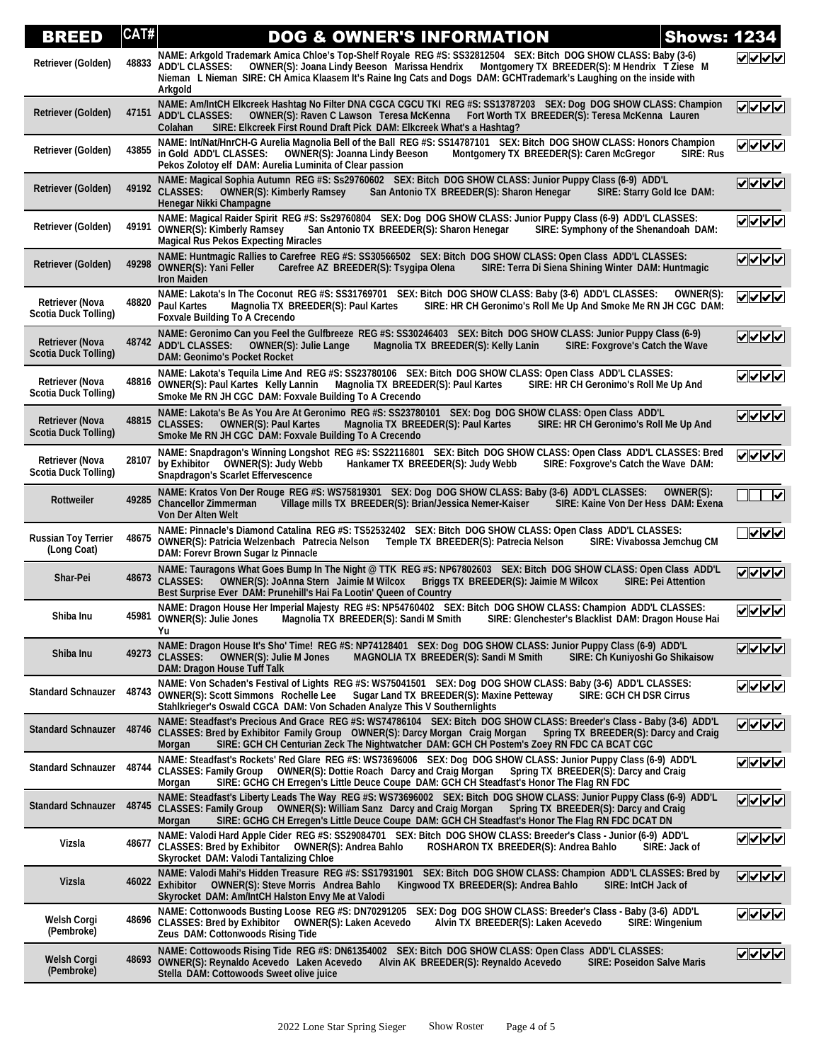| BREED | CAT# | DOG & OWNER'S INFORMATION | Shows: 1234 |
|---|---|---|---|
| Retriever (Golden) | 48833 | NAME: Arkgold Trademark Amica Chloe's Top-Shelf Royale REG #S: SS32812504 SEX: Bitch DOG SHOW CLASS: Baby (3-6) ADD'L CLASSES: OWNER(S): Joana Lindy Beeson Marissa Hendrix Montgomery TX BREEDER(S): M Hendrix T Ziese M Nieman L Nieman SIRE: CH Amica Klaasem It's Raine Ing Cats and Dogs DAM: GCHTrademark's Laughing on the inside with Arkgold | ✓✓✓✓ |
| Retriever (Golden) | 47151 | NAME: Am/IntCH Elkcreek Hashtag No Filter DNA CGCA CGCU TKI REG #S: SS13787203 SEX: Dog DOG SHOW CLASS: Champion ADD'L CLASSES: OWNER(S): Raven C Lawson Teresa McKenna Fort Worth TX BREEDER(S): Teresa McKenna Lauren Colahan SIRE: Elkcreek First Round Draft Pick DAM: Elkcreek What's a Hashtag? | ✓✓✓✓ |
| Retriever (Golden) | 43855 | NAME: Int/Nat/HnrCH-G Aurelia Magnolia Bell of the Ball REG #S: SS14787101 SEX: Bitch DOG SHOW CLASS: Honors Champion in Gold ADD'L CLASSES: OWNER(S): Joanna Lindy Beeson Montgomery TX BREEDER(S): Caren McGregor SIRE: Rus Pekos Zolotoy elf DAM: Aurelia Luminita of Clear passion | ✓✓✓✓ |
| Retriever (Golden) | 49192 | NAME: Magical Sophia Autumn REG #S: Ss29760602 SEX: Bitch DOG SHOW CLASS: Junior Puppy Class (6-9) ADD'L CLASSES: OWNER(S): Kimberly Ramsey San Antonio TX BREEDER(S): Sharon Henegar SIRE: Starry Gold Ice DAM: Henegar Nikki Champagne | ✓✓✓✓ |
| Retriever (Golden) | 49191 | NAME: Magical Raider Spirit REG #S: Ss29760804 SEX: Dog DOG SHOW CLASS: Junior Puppy Class (6-9) ADD'L CLASSES: OWNER(S): Kimberly Ramsey San Antonio TX BREEDER(S): Sharon Henegar SIRE: Symphony of the Shenandoah DAM: Magical Rus Pekos Expecting Miracles | ✓✓✓✓ |
| Retriever (Golden) | 49298 | NAME: Huntmagic Rallies to Carefree REG #S: SS30566502 SEX: Bitch DOG SHOW CLASS: Open Class ADD'L CLASSES: OWNER(S): Yani Feller Carefree AZ BREEDER(S): Tsygipa Olena SIRE: Terra Di Siena Shining Winter DAM: Huntmagic Iron Maiden | ✓✓✓✓ |
| Retriever (Nova Scotia Duck Tolling) | 48820 | NAME: Lakota's In The Coconut REG #S: SS31769701 SEX: Bitch DOG SHOW CLASS: Baby (3-6) ADD'L CLASSES: OWNER(S): Paul Kartes Magnolia TX BREEDER(S): Paul Kartes SIRE: HR CH Geronimo's Roll Me Up And Smoke Me RN JH CGC DAM: Foxvale Building To A Crecendo | ✓✓✓✓ |
| Retriever (Nova Scotia Duck Tolling) | 48742 | NAME: Geronimo Can you Feel the Gulfbreeze REG #S: SS30246403 SEX: Bitch DOG SHOW CLASS: Junior Puppy Class (6-9) ADD'L CLASSES: OWNER(S): Julie Lange Magnolia TX BREEDER(S): Kelly Lanin SIRE: Foxgrove's Catch the Wave DAM: Geonimo's Pocket Rocket | ✓✓✓✓ |
| Retriever (Nova Scotia Duck Tolling) | 48816 | NAME: Lakota's Tequila Lime And REG #S: SS23780106 SEX: Bitch DOG SHOW CLASS: Open Class ADD'L CLASSES: OWNER(S): Paul Kartes Kelly Lannin Magnolia TX BREEDER(S): Paul Kartes SIRE: HR CH Geronimo's Roll Me Up And Smoke Me RN JH CGC DAM: Foxvale Building To A Crecendo | ✓✓✓✓ |
| Retriever (Nova Scotia Duck Tolling) | 48815 | NAME: Lakota's Be As You Are At Geronimo REG #S: SS23780101 SEX: Dog DOG SHOW CLASS: Open Class ADD'L CLASSES: OWNER(S): Paul Kartes Magnolia TX BREEDER(S): Paul Kartes SIRE: HR CH Geronimo's Roll Me Up And Smoke Me RN JH CGC DAM: Foxvale Building To A Crecendo | ✓✓✓✓ |
| Retriever (Nova Scotia Duck Tolling) | 28107 | NAME: Snapdragon's Winning Longshot REG #S: SS22116801 SEX: Bitch DOG SHOW CLASS: Open Class ADD'L CLASSES: Bred by Exhibitor OWNER(S): Judy Webb Hankamer TX BREEDER(S): Judy Webb SIRE: Foxgrove's Catch the Wave DAM: Snapdragon's Scarlet Effervescence | ✓✓✓✓ |
| Rottweiler | 49285 | NAME: Kratos Von Der Rouge REG #S: WS75819301 SEX: Dog DOG SHOW CLASS: Baby (3-6) ADD'L CLASSES: OWNER(S): Chancellor Zimmerman Village mills TX BREEDER(S): Brian/Jessica Nemer-Kaiser SIRE: Kaine Von Der Hess DAM: Exena Von Der Alten Welt | ☐☐☐✓ |
| Russian Toy Terrier (Long Coat) | 48675 | NAME: Pinnacle's Diamond Catalina REG #S: TS52532402 SEX: Bitch DOG SHOW CLASS: Open Class ADD'L CLASSES: OWNER(S): Patricia Welzenbach Patrecia Nelson Temple TX BREEDER(S): Patrecia Nelson SIRE: Vivabossa Jemchug CM DAM: Forevr Brown Sugar Iz Pinnacle | ☐✓✓✓ |
| Shar-Pei | 48673 | NAME: Tauragons What Goes Bump In The Night @ TTK REG #S: NP67802603 SEX: Bitch DOG SHOW CLASS: Open Class ADD'L CLASSES: OWNER(S): JoAnna Stern Jaimie M Wilcox Briggs TX BREEDER(S): Jaimie M Wilcox SIRE: Pei Attention Best Surprise Ever DAM: Prunehill's Hai Fa Lootin' Queen of Country | ✓✓✓✓ |
| Shiba Inu | 45981 | NAME: Dragon House Her Imperial Majesty REG #S: NP54760402 SEX: Bitch DOG SHOW CLASS: Champion ADD'L CLASSES: OWNER(S): Julie Jones Magnolia TX BREEDER(S): Sandi M Smith SIRE: Glenchester's Blacklist DAM: Dragon House Hai Yu | ✓✓✓✓ |
| Shiba Inu | 49273 | NAME: Dragon House It's Sho' Time! REG #S: NP74128401 SEX: Dog DOG SHOW CLASS: Junior Puppy Class (6-9) ADD'L CLASSES: OWNER(S): Julie M Jones MAGNOLIA TX BREEDER(S): Sandi M Smith SIRE: Ch Kuniyoshi Go Shikaisow DAM: Dragon House Tuff Talk | ✓✓✓✓ |
| Standard Schnauzer | 48743 | NAME: Von Schaden's Festival of Lights REG #S: WS75041501 SEX: Dog DOG SHOW CLASS: Baby (3-6) ADD'L CLASSES: OWNER(S): Scott Simmons Rochelle Lee Sugar Land TX BREEDER(S): Maxine Petteway SIRE: GCH CH DSR Cirrus Stahlkrieger's Oswald CGCA DAM: Von Schaden Analyze This V Southernlights | ✓✓✓✓ |
| Standard Schnauzer | 48746 | NAME: Steadfast's Precious And Grace REG #S: WS74786104 SEX: Bitch DOG SHOW CLASS: Breeder's Class - Baby (3-6) ADD'L CLASSES: Bred by Exhibitor Family Group OWNER(S): Darcy Morgan Craig Morgan Spring TX BREEDER(S): Darcy and Craig Morgan SIRE: GCH CH Centurian Zeck The Nightwatcher DAM: GCH CH Postem's Zoey RN FDC CA BCAT CGC | ✓✓✓✓ |
| Standard Schnauzer | 48744 | NAME: Steadfast's Rockets' Red Glare REG #S: WS73696006 SEX: Dog DOG SHOW CLASS: Junior Puppy Class (6-9) ADD'L CLASSES: Family Group OWNER(S): Dottie Roach Darcy and Craig Morgan Spring TX BREEDER(S): Darcy and Craig Morgan SIRE: GCHG CH Erregen's Little Deuce Coupe DAM: GCH CH Steadfast's Honor The Flag RN FDC | ✓✓✓✓ |
| Standard Schnauzer | 48745 | NAME: Steadfast's Liberty Leads The Way REG #S: WS73696002 SEX: Bitch DOG SHOW CLASS: Junior Puppy Class (6-9) ADD'L CLASSES: Family Group OWNER(S): William Sanz Darcy and Craig Morgan Spring TX BREEDER(S): Darcy and Craig Morgan SIRE: GCHG CH Erregen's Little Deuce Coupe DAM: GCH CH Steadfast's Honor The Flag RN FDC DCAT DN | ✓✓✓✓ |
| Vizsla | 48677 | NAME: Valodi Hard Apple Cider REG #S: SS29084701 SEX: Bitch DOG SHOW CLASS: Breeder's Class - Junior (6-9) ADD'L CLASSES: Bred by Exhibitor OWNER(S): Andrea Bahlo ROSHARON TX BREEDER(S): Andrea Bahlo SIRE: Jack of Skyrocket DAM: Valodi Tantalizing Chloe | ✓✓✓✓ |
| Vizsla | 46022 | NAME: Valodi Mahi's Hidden Treasure REG #S: SS17931901 SEX: Bitch DOG SHOW CLASS: Champion ADD'L CLASSES: Bred by Exhibitor OWNER(S): Steve Morris Andrea Bahlo Kingwood TX BREEDER(S): Andrea Bahlo SIRE: IntCH Jack of Skyrocket DAM: Am/IntCH Halston Envy Me at Valodi | ✓✓✓✓ |
| Welsh Corgi (Pembroke) | 48696 | NAME: Cottonwoods Busting Loose REG #S: DN70291205 SEX: Dog DOG SHOW CLASS: Breeder's Class - Baby (3-6) ADD'L CLASSES: Bred by Exhibitor OWNER(S): Laken Acevedo Alvin TX BREEDER(S): Laken Acevedo SIRE: Wingenium Zeus DAM: Cottonwoods Rising Tide | ✓✓✓✓ |
| Welsh Corgi (Pembroke) | 48693 | NAME: Cottowoods Rising Tide REG #S: DN61354002 SEX: Bitch DOG SHOW CLASS: Open Class ADD'L CLASSES: OWNER(S): Reynaldo Acevedo Laken Acevedo Alvin AK BREEDER(S): Reynaldo Acevedo SIRE: Poseidon Salve Maris Stella DAM: Cottowoods Sweet olive juice | ✓✓✓✓ |

2022 Lone Star Spring Sieger Show Roster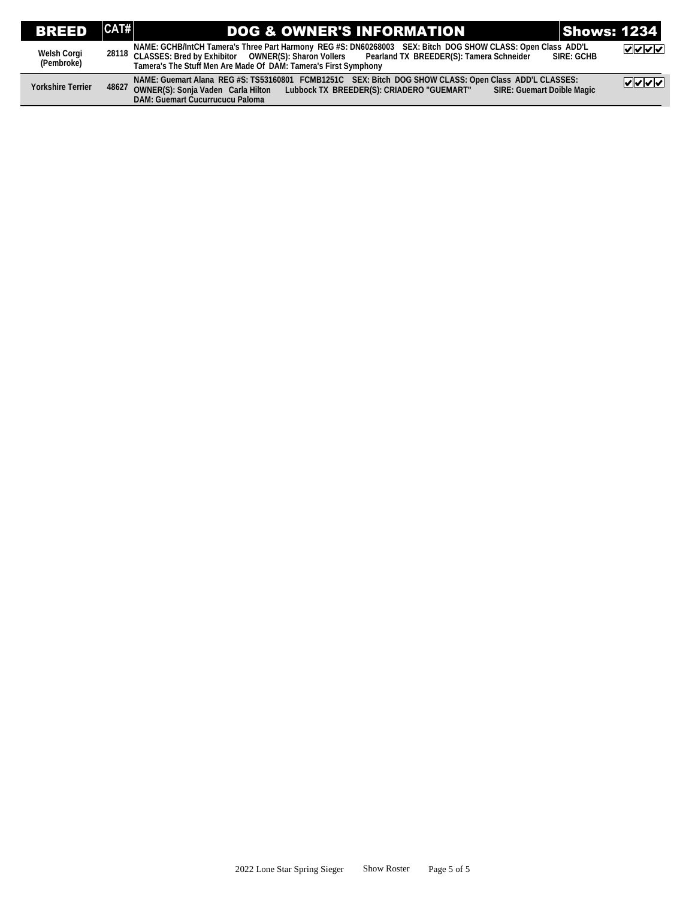| BREED | CAT# | DOG & OWNER'S INFORMATION | Shows: 1234 |
|---|---|---|---|
| Welsh Corgi (Pembroke) | 28118 | NAME: GCHB/IntCH Tamera's Three Part Harmony REG #S: DN60268003 SEX: Bitch DOG SHOW CLASS: Open Class ADD'L CLASSES: Bred by Exhibitor OWNER(S): Sharon Vollers Pearland TX BREEDER(S): Tamera Schneider SIRE: GCHB Tamera's The Stuff Men Are Made Of DAM: Tamera's First Symphony | ✔✔✔✔ |
| Yorkshire Terrier | 48627 | NAME: Guemart Alana REG #S: TS53160801 FCMB1251C SEX: Bitch DOG SHOW CLASS: Open Class ADD'L CLASSES: OWNER(S): Sonja Vaden Carla Hilton Lubbock TX BREEDER(S): CRIADERO "GUEMART" SIRE: Guemart Doible Magic DAM: Guemart Cucurrucucu Paloma | ✔✔✔✔ |